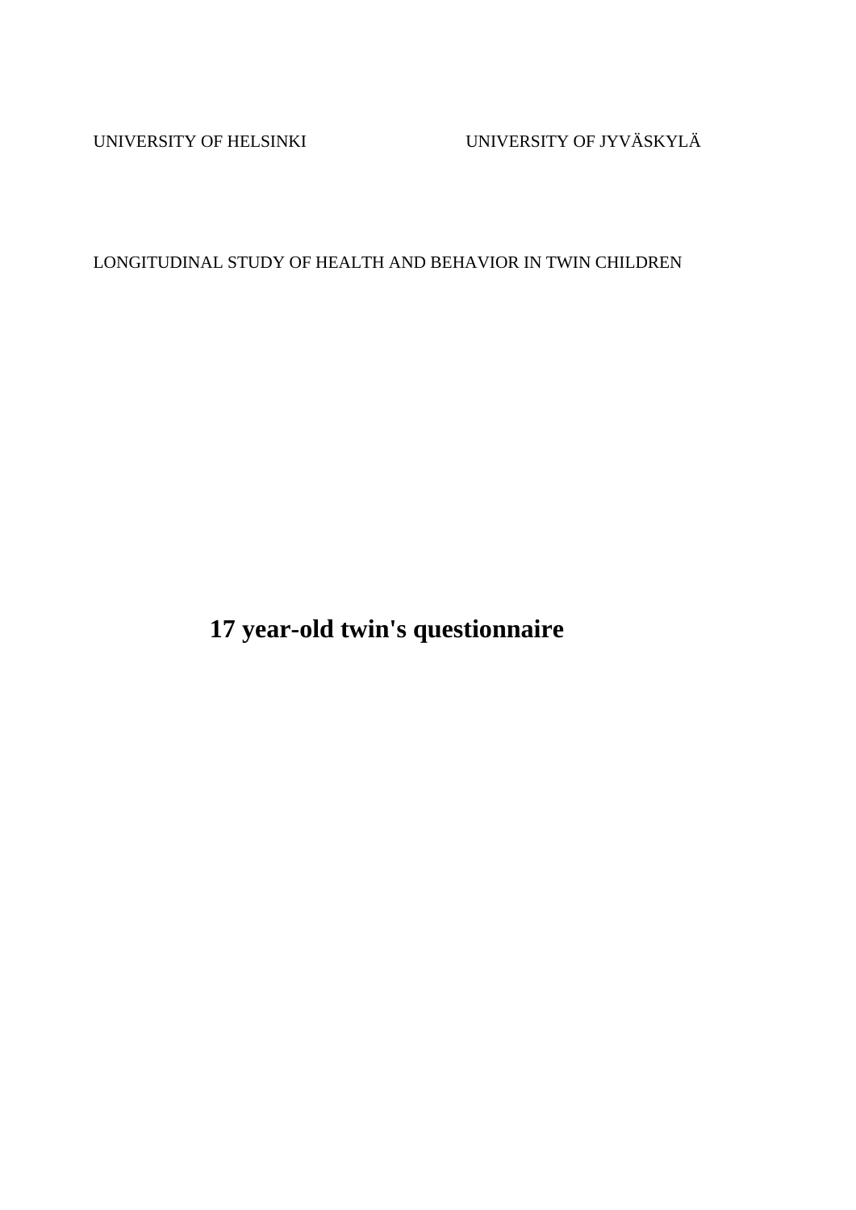UNIVERSITY OF HELSINKI UNIVERSITY OF JYVÄSKYLÄ

LONGITUDINAL STUDY OF HEALTH AND BEHAVIOR IN TWIN CHILDREN

# 17 year-old twin's questionnaire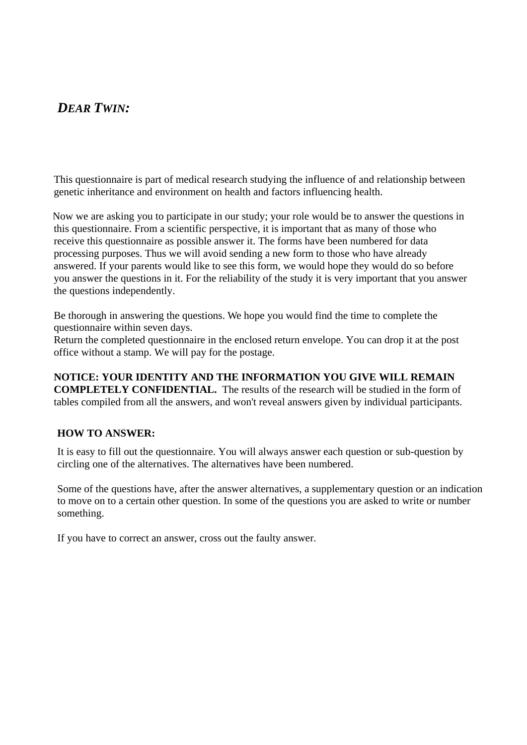## *DEAR TWIN:*

This questionnaire is part of medical research studying the influence of and relationship between genetic inheritance and environment on health and factors influencing health.

Now we are asking you to participate in our study; your role would be to answer the questions in this questionnaire. From a scientific perspective, it is important that as many of those who receive this questionnaire as possible answer it. The forms have been numbered for data processing purposes. Thus we will avoid sending a new form to those who have already answered. If your parents would like to see this form, we would hope they would do so before you answer the questions in it. For the reliability of the study it is very important that you answer the questions independently.

Be thorough in answering the questions. We hope you would find the time to complete the questionnaire within seven days.
Return the completed questionnaire in the enclosed return envelope. You can drop it at the post office without a stamp. We will pay for the postage.

**NOTICE: YOUR IDENTITY AND THE INFORMATION YOU GIVE WILL REMAIN COMPLETELY CONFIDENTIAL.** The results of the research will be studied in the form of tables compiled from all the answers, and won't reveal answers given by individual participants.

**HOW TO ANSWER:**

It is easy to fill out the questionnaire. You will always answer each question or sub-question by circling one of the alternatives. The alternatives have been numbered.

Some of the questions have, after the answer alternatives, a supplementary question or an indication to move on to a certain other question. In some of the questions you are asked to write or number something.

If you have to correct an answer, cross out the faulty answer.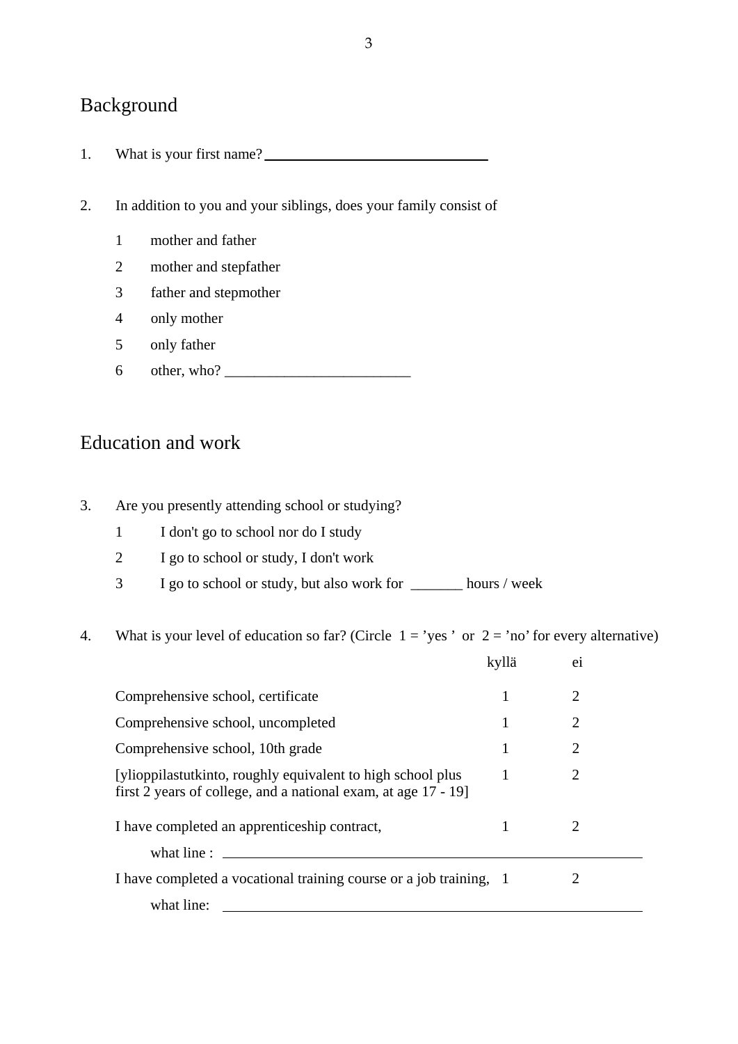## Background

1. What is your first name? ______________________________

2. In addition to you and your siblings, does your family consist of

   1 mother and father
   2 mother and stepfather
   3 father and stepmother
   4 only mother
   5 only father
   6 other, who? _________________________

## Education and work

3. Are you presently attending school or studying?

   1 I don't go to school nor do I study
   2 I go to school or study, I don't work
   3 I go to school or study, but also work for _______ hours / week

4. What is your level of education so far? (Circle 1 = 'yes ' or 2 = 'no' for every alternative)

| | kyllä | ei |
|---|---|---|
| Comprehensive school, certificate | 1 | 2 |
| Comprehensive school, uncompleted | 1 | 2 |
| Comprehensive school, 10th grade | 1 | 2 |
| [ylioppilastutkinto, roughly equivalent to high school plus first 2 years of college, and a national exam, at age 17 - 19] | 1 | 2 |
| I have completed an apprenticeship contract, | 1 | 2 |
| what line : ______________________________ | | |
| I have completed a vocational training course or a job training, | 1 | 2 |
| what line: ______________________________ | | |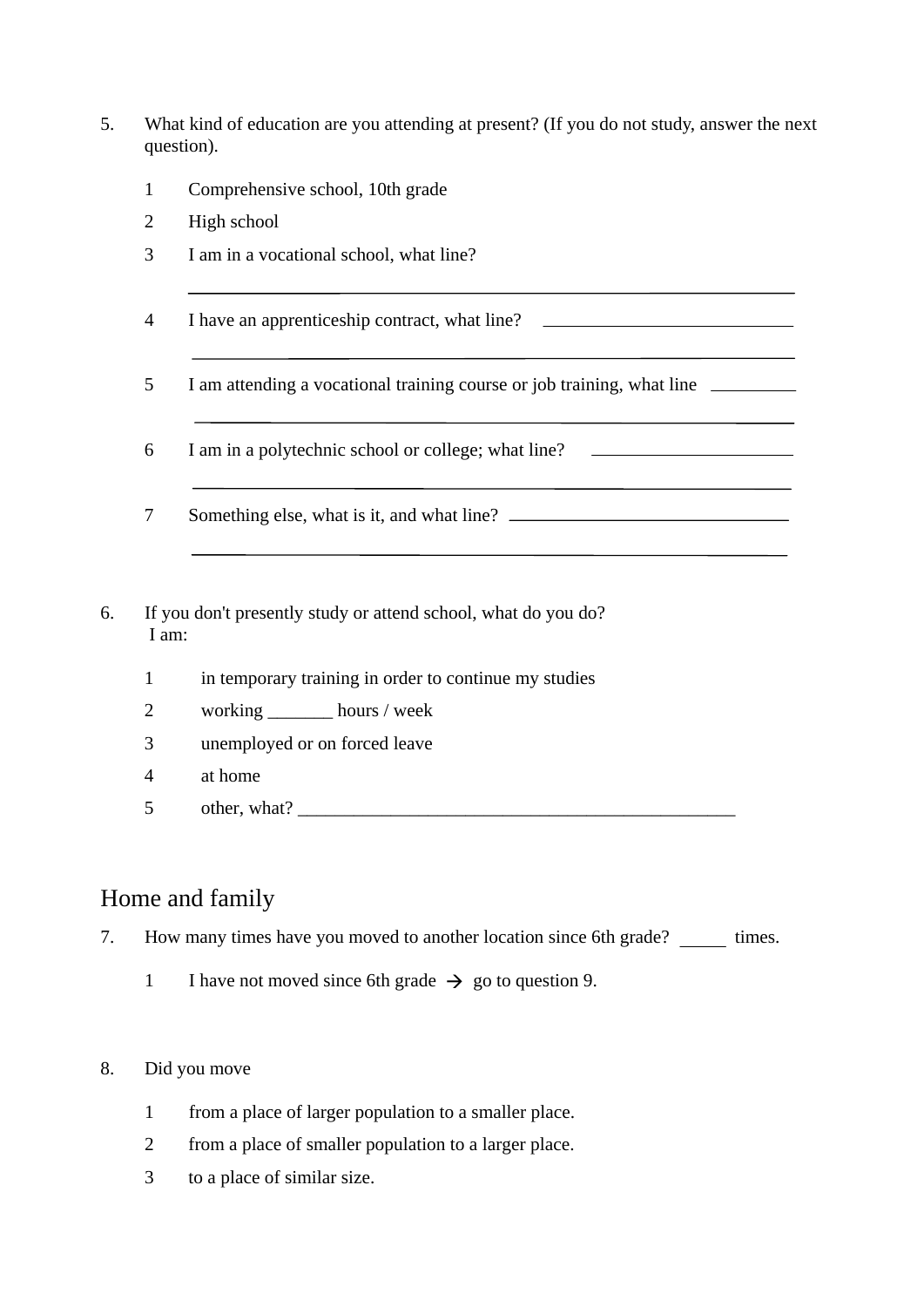5. What kind of education are you attending at present? (If you do not study, answer the next question).

   1 Comprehensive school, 10th grade

   2 High school

   3 I am in a vocational school, what line?

   ______________________________________________

   4 I have an apprenticeship contract, what line? ______________________

   ______________________________________________

   5 I am attending a vocational training course or job training, what line ________

   ______________________________________________

   6 I am in a polytechnic school or college; what line? __________________

   ______________________________________________

   7 Something else, what is it, and what line? __________________________

   ______________________________________________

6. If you don't presently study or attend school, what do you do?
   I am:

   1 in temporary training in order to continue my studies

   2 working _______ hours / week

   3 unemployed or on forced leave

   4 at home

   5 other, what? ________________________________________________

## Home and family

7. How many times have you moved to another location since 6th grade? _____ times.

   1 I have not moved since 6th grade → go to question 9.

8. Did you move

   1 from a place of larger population to a smaller place.

   2 from a place of smaller population to a larger place.

   3 to a place of similar size.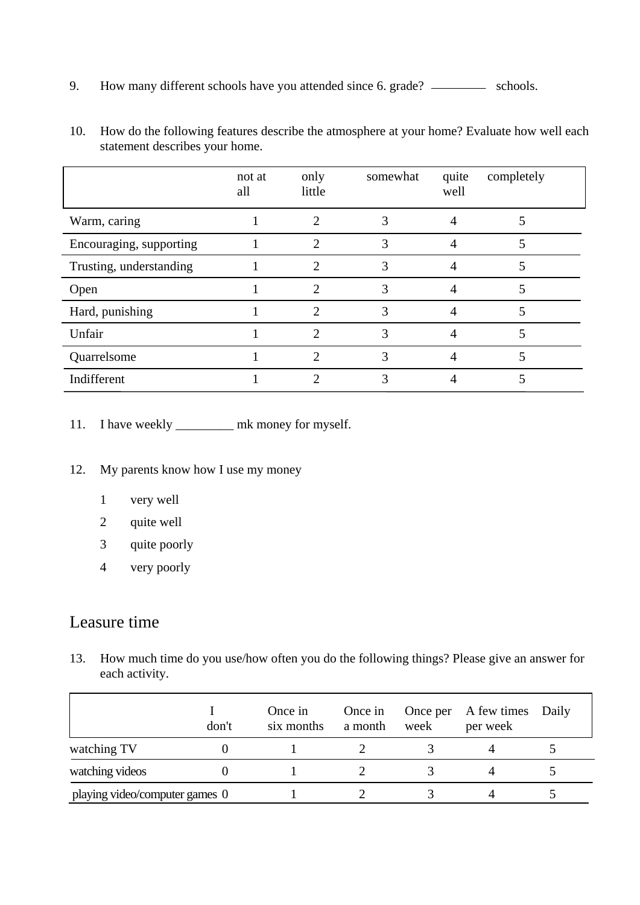9. How many different schools have you attended since 6. grade? ________ schools.

10. How do the following features describe the atmosphere at your home? Evaluate how well each statement describes your home.

| | not at all | only little | somewhat | quite well | completely |
|---|---|---|---|---|---|
| Warm, caring | 1 | 2 | 3 | 4 | 5 |
| Encouraging, supporting | 1 | 2 | 3 | 4 | 5 |
| Trusting, understanding | 1 | 2 | 3 | 4 | 5 |
| Open | 1 | 2 | 3 | 4 | 5 |
| Hard, punishing | 1 | 2 | 3 | 4 | 5 |
| Unfair | 1 | 2 | 3 | 4 | 5 |
| Quarrelsome | 1 | 2 | 3 | 4 | 5 |
| Indifferent | 1 | 2 | 3 | 4 | 5 |

11. I have weekly _________ mk money for myself.

12. My parents know how I use my money

    1 very well

    2 quite well

    3 quite poorly

    4 very poorly

## Leasure time

13. How much time do you use/how often you do the following things? Please give an answer for each activity.

| | I don't | Once in six months | Once in a month | Once per week | A few times per week | Daily |
|---|---|---|---|---|---|---|
| watching TV | 0 | 1 | 2 | 3 | 4 | 5 |
| watching videos | 0 | 1 | 2 | 3 | 4 | 5 |
| playing video/computer games | 0 | 1 | 2 | 3 | 4 | 5 |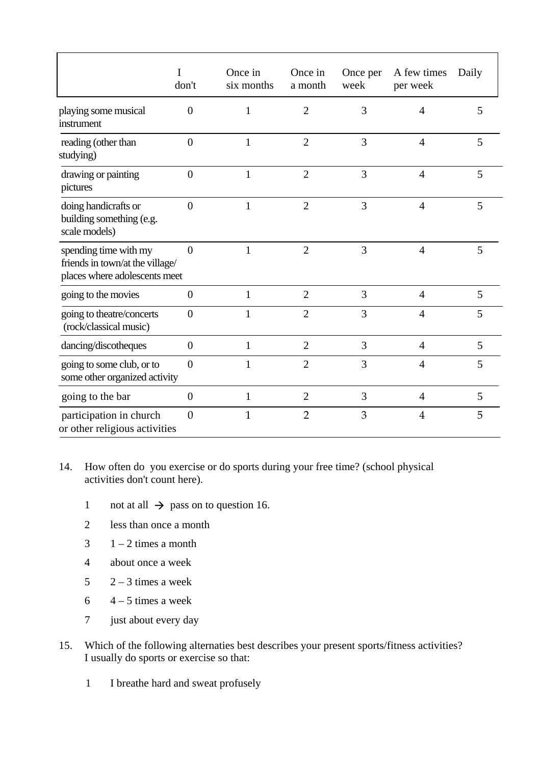| | I don't | Once in six months | Once in a month | Once per week | A few times per week | Daily |
|---|---|---|---|---|---|---|
| playing some musical instrument | 0 | 1 | 2 | 3 | 4 | 5 |
| reading (other than studying) | 0 | 1 | 2 | 3 | 4 | 5 |
| drawing or painting pictures | 0 | 1 | 2 | 3 | 4 | 5 |
| doing handicrafts or building something (e.g. scale models) | 0 | 1 | 2 | 3 | 4 | 5 |
| spending time with my friends in town/at the village/ places where adolescents meet | 0 | 1 | 2 | 3 | 4 | 5 |
| going to the movies | 0 | 1 | 2 | 3 | 4 | 5 |
| going to theatre/concerts (rock/classical music) | 0 | 1 | 2 | 3 | 4 | 5 |
| dancing/discotheques | 0 | 1 | 2 | 3 | 4 | 5 |
| going to some club, or to some other organized activity | 0 | 1 | 2 | 3 | 4 | 5 |
| going to the bar | 0 | 1 | 2 | 3 | 4 | 5 |
| participation in church or other religious activities | 0 | 1 | 2 | 3 | 4 | 5 |

14. How often do you exercise or do sports during your free time? (school physical activities don't count here).

    1 not at all → pass on to question 16.

    2 less than once a month

    3 1 – 2 times a month

    4 about once a week

    5 2 – 3 times a week

    6 4 – 5 times a week

    7 just about every day

15. Which of the following alternaties best describes your present sports/fitness activities? I usually do sports or exercise so that:

    1 I breathe hard and sweat profusely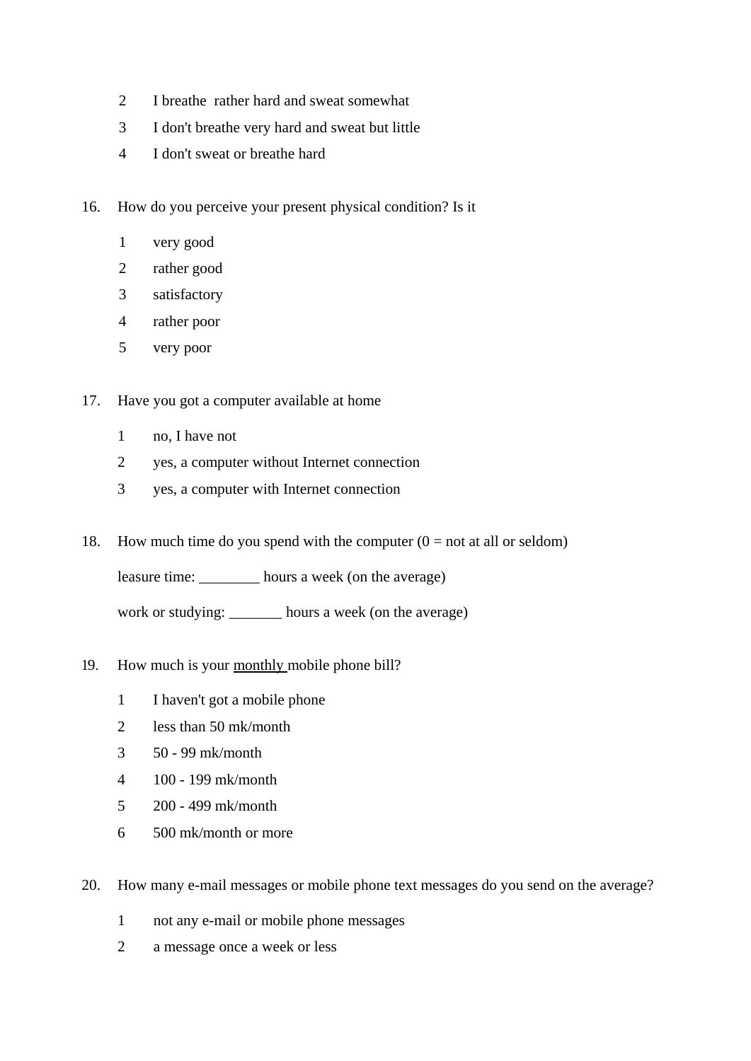2 I breathe rather hard and sweat somewhat

3 I don't breathe very hard and sweat but little

4 I don't sweat or breathe hard

16. How do you perceive your present physical condition? Is it

 1 very good

 2 rather good

 3 satisfactory

 4 rather poor

 5 very poor

17. Have you got a computer available at home

 1 no, I have not

 2 yes, a computer without Internet connection

 3 yes, a computer with Internet connection

18. How much time do you spend with the computer (0 = not at all or seldom)

 leasure time: ________ hours a week (on the average)

 work or studying: _______ hours a week (on the average)

19. How much is your <u>monthly</u> mobile phone bill?

 1 I haven't got a mobile phone

 2 less than 50 mk/month

 3 50 - 99 mk/month

 4 100 - 199 mk/month

 5 200 - 499 mk/month

 6 500 mk/month or more

20. How many e-mail messages or mobile phone text messages do you send on the average?

 1 not any e-mail or mobile phone messages

 2 a message once a week or less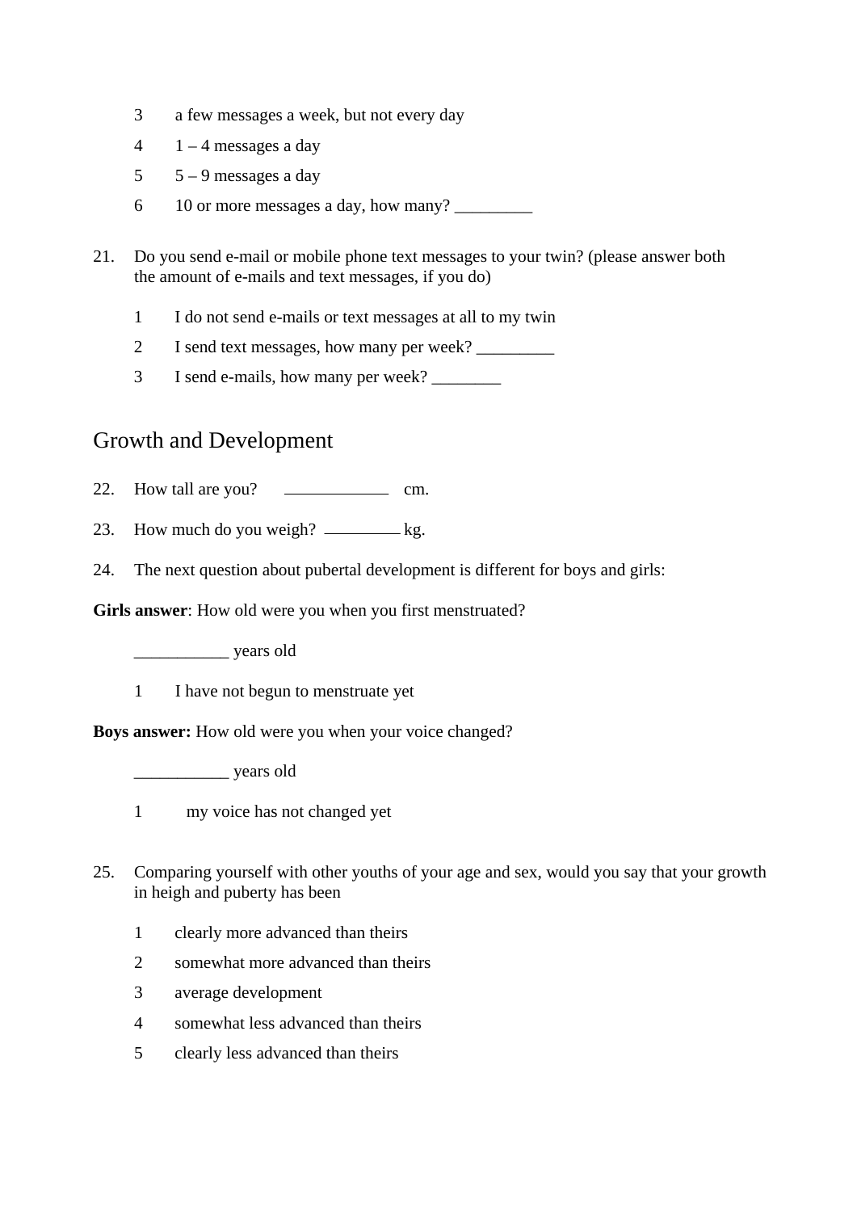3 a few messages a week, but not every day

4 1 – 4 messages a day

5 5 – 9 messages a day

6 10 or more messages a day, how many? _________

21. Do you send e-mail or mobile phone text messages to your twin? (please answer both the amount of e-mails and text messages, if you do)

 1 I do not send e-mails or text messages at all to my twin

 2 I send text messages, how many per week? _________

 3 I send e-mails, how many per week? ________

## Growth and Development

22. How tall are you? ____________ cm.

23. How much do you weigh? _________ kg.

24. The next question about pubertal development is different for boys and girls:

**Girls answer**: How old were you when you first menstruated?

 ___________ years old

 1 I have not begun to menstruate yet

**Boys answer:** How old were you when your voice changed?

 ___________ years old

 1 my voice has not changed yet

25. Comparing yourself with other youths of your age and sex, would you say that your growth in heigh and puberty has been

 1 clearly more advanced than theirs

 2 somewhat more advanced than theirs

 3 average development

 4 somewhat less advanced than theirs

 5 clearly less advanced than theirs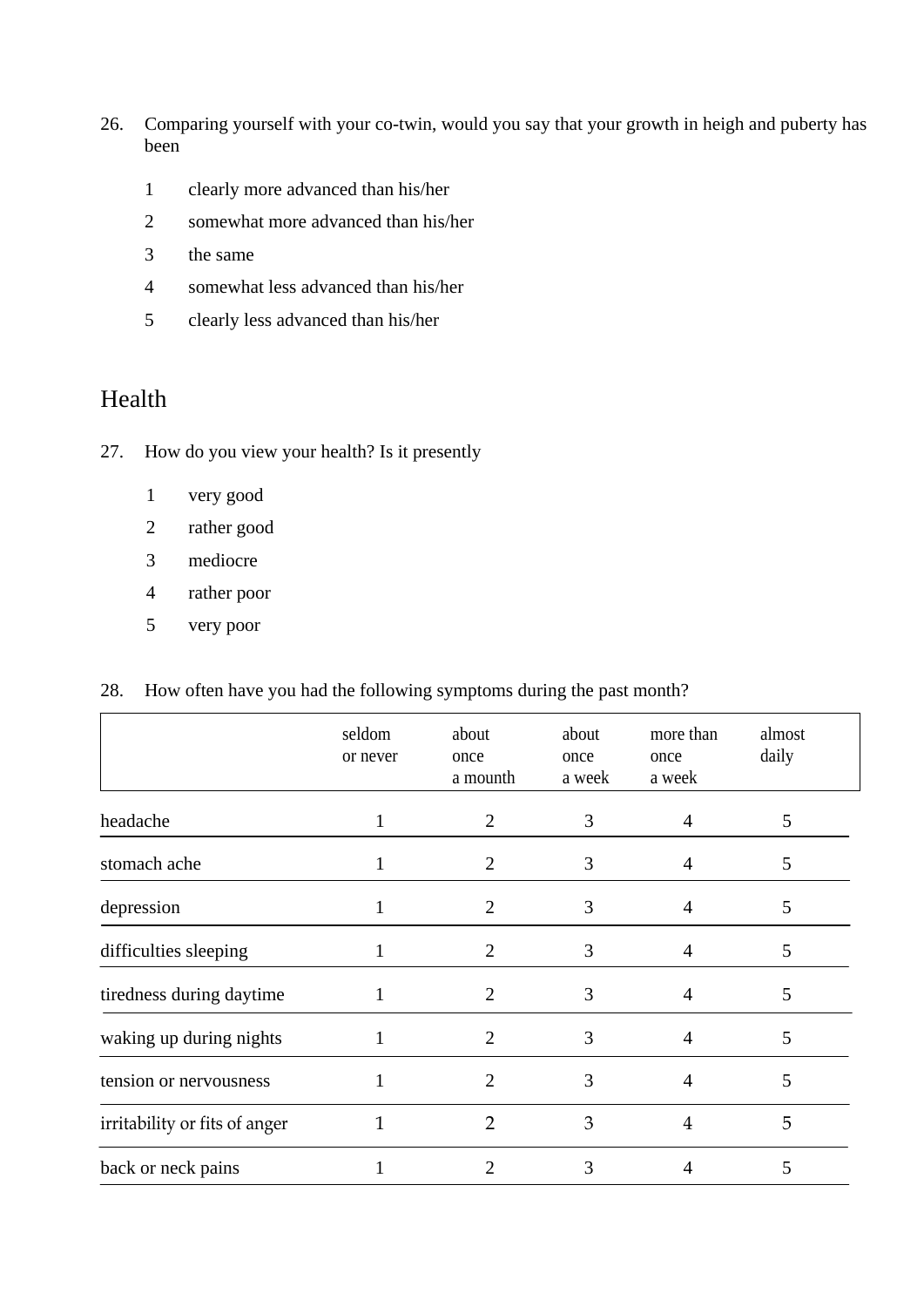26. Comparing yourself with your co-twin, would you say that your growth in heigh and puberty has been

    1 clearly more advanced than his/her
    2 somewhat more advanced than his/her
    3 the same
    4 somewhat less advanced than his/her
    5 clearly less advanced than his/her

## Health

27. How do you view your health? Is it presently

    1 very good
    2 rather good
    3 mediocre
    4 rather poor
    5 very poor

28. How often have you had the following symptoms during the past month?

| | seldom or never | about once a mounth | about once a week | more than once a week | almost daily |
|---|---|---|---|---|---|
| headache | 1 | 2 | 3 | 4 | 5 |
| stomach ache | 1 | 2 | 3 | 4 | 5 |
| depression | 1 | 2 | 3 | 4 | 5 |
| difficulties sleeping | 1 | 2 | 3 | 4 | 5 |
| tiredness during daytime | 1 | 2 | 3 | 4 | 5 |
| waking up during nights | 1 | 2 | 3 | 4 | 5 |
| tension or nervousness | 1 | 2 | 3 | 4 | 5 |
| irritability or fits of anger | 1 | 2 | 3 | 4 | 5 |
| back or neck pains | 1 | 2 | 3 | 4 | 5 |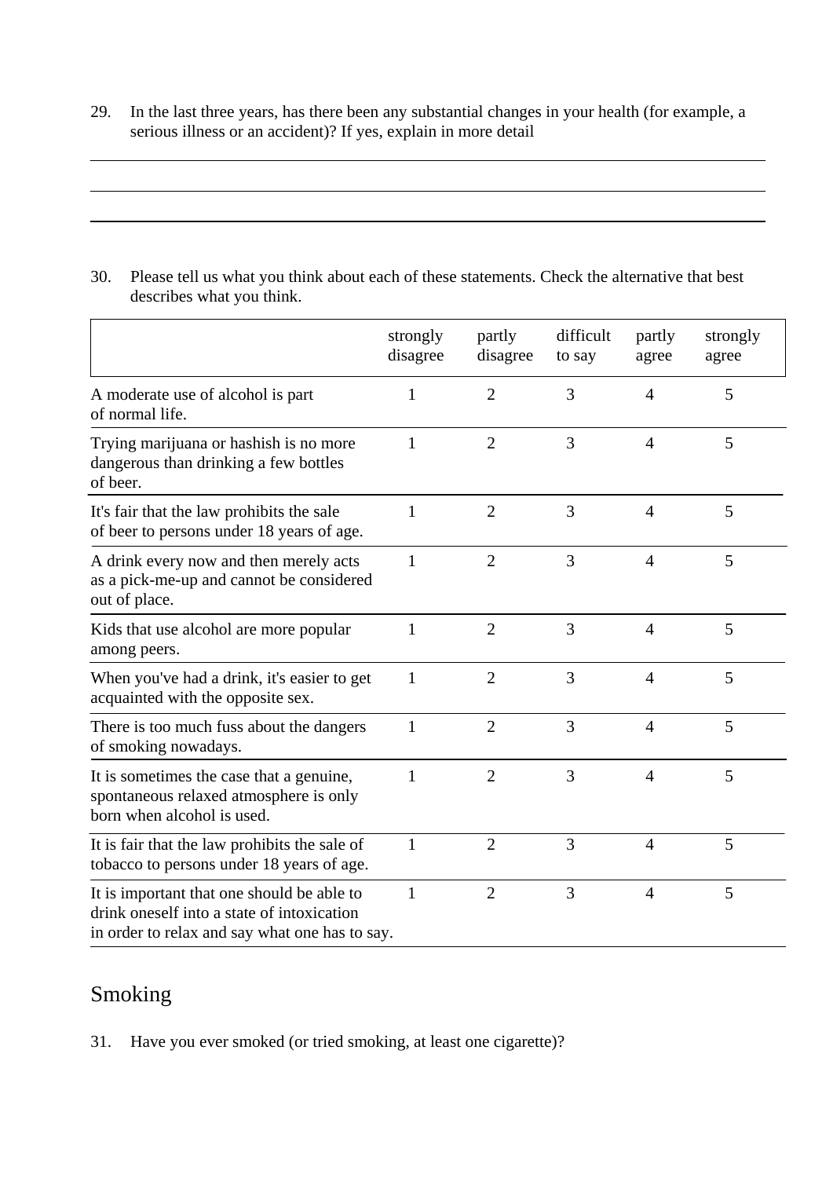29. In the last three years, has there been any substantial changes in your health (for example, a serious illness or an accident)? If yes, explain in more detail

\_\_\_\_\_\_\_\_\_\_\_\_\_\_\_\_\_\_\_\_\_\_\_\_\_\_\_\_\_\_\_\_\_\_\_\_\_\_\_\_\_\_\_\_\_\_\_\_\_\_\_\_\_\_\_\_\_\_\_\_\_\_\_\_\_\_\_\_\_\_\_\_

\_\_\_\_\_\_\_\_\_\_\_\_\_\_\_\_\_\_\_\_\_\_\_\_\_\_\_\_\_\_\_\_\_\_\_\_\_\_\_\_\_\_\_\_\_\_\_\_\_\_\_\_\_\_\_\_\_\_\_\_\_\_\_\_\_\_\_\_\_\_\_\_

\_\_\_\_\_\_\_\_\_\_\_\_\_\_\_\_\_\_\_\_\_\_\_\_\_\_\_\_\_\_\_\_\_\_\_\_\_\_\_\_\_\_\_\_\_\_\_\_\_\_\_\_\_\_\_\_\_\_\_\_\_\_\_\_\_\_\_\_\_\_\_\_

30. Please tell us what you think about each of these statements. Check the alternative that best describes what you think.

| | strongly disagree | partly disagree | difficult to say | partly agree | strongly agree |
|---|---|---|---|---|---|
| A moderate use of alcohol is part of normal life. | 1 | 2 | 3 | 4 | 5 |
| Trying marijuana or hashish is no more dangerous than drinking a few bottles of beer. | 1 | 2 | 3 | 4 | 5 |
| It's fair that the law prohibits the sale of beer to persons under 18 years of age. | 1 | 2 | 3 | 4 | 5 |
| A drink every now and then merely acts as a pick-me-up and cannot be considered out of place. | 1 | 2 | 3 | 4 | 5 |
| Kids that use alcohol are more popular among peers. | 1 | 2 | 3 | 4 | 5 |
| When you've had a drink, it's easier to get acquainted with the opposite sex. | 1 | 2 | 3 | 4 | 5 |
| There is too much fuss about the dangers of smoking nowadays. | 1 | 2 | 3 | 4 | 5 |
| It is sometimes the case that a genuine, spontaneous relaxed atmosphere is only born when alcohol is used. | 1 | 2 | 3 | 4 | 5 |
| It is fair that the law prohibits the sale of tobacco to persons under 18 years of age. | 1 | 2 | 3 | 4 | 5 |
| It is important that one should be able to drink oneself into a state of intoxication in order to relax and say what one has to say. | 1 | 2 | 3 | 4 | 5 |

## Smoking

31. Have you ever smoked (or tried smoking, at least one cigarette)?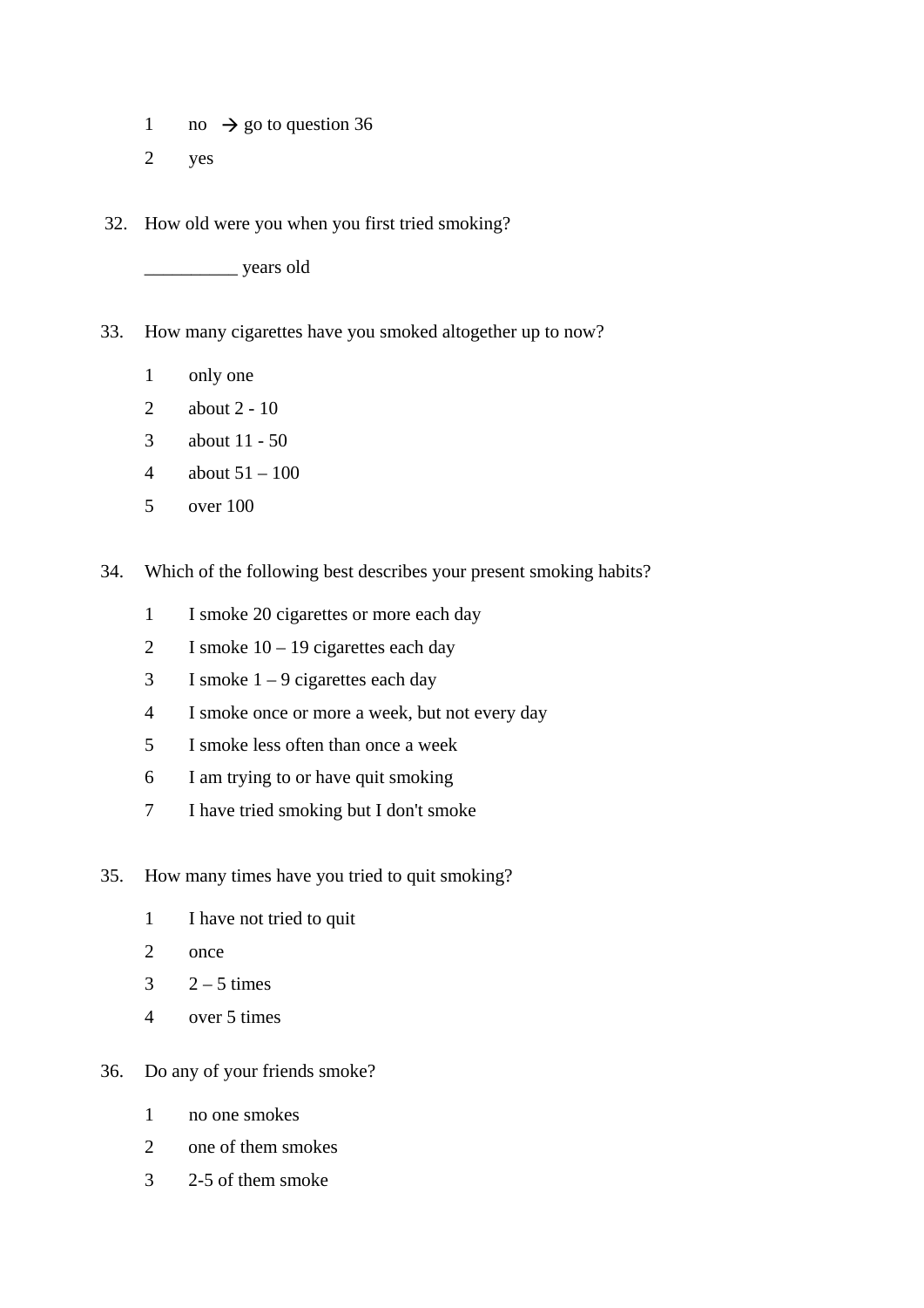1 no → go to question 36

2 yes

32. How old were you when you first tried smoking?

__________ years old

33. How many cigarettes have you smoked altogether up to now?

1 only one

2 about 2 - 10

3 about 11 - 50

4 about 51 – 100

5 over 100

34. Which of the following best describes your present smoking habits?

1 I smoke 20 cigarettes or more each day

2 I smoke 10 – 19 cigarettes each day

3 I smoke 1 – 9 cigarettes each day

4 I smoke once or more a week, but not every day

5 I smoke less often than once a week

6 I am trying to or have quit smoking

7 I have tried smoking but I don't smoke

35. How many times have you tried to quit smoking?

1 I have not tried to quit

2 once

3 2 – 5 times

4 over 5 times

36. Do any of your friends smoke?

1 no one smokes

2 one of them smokes

3 2-5 of them smoke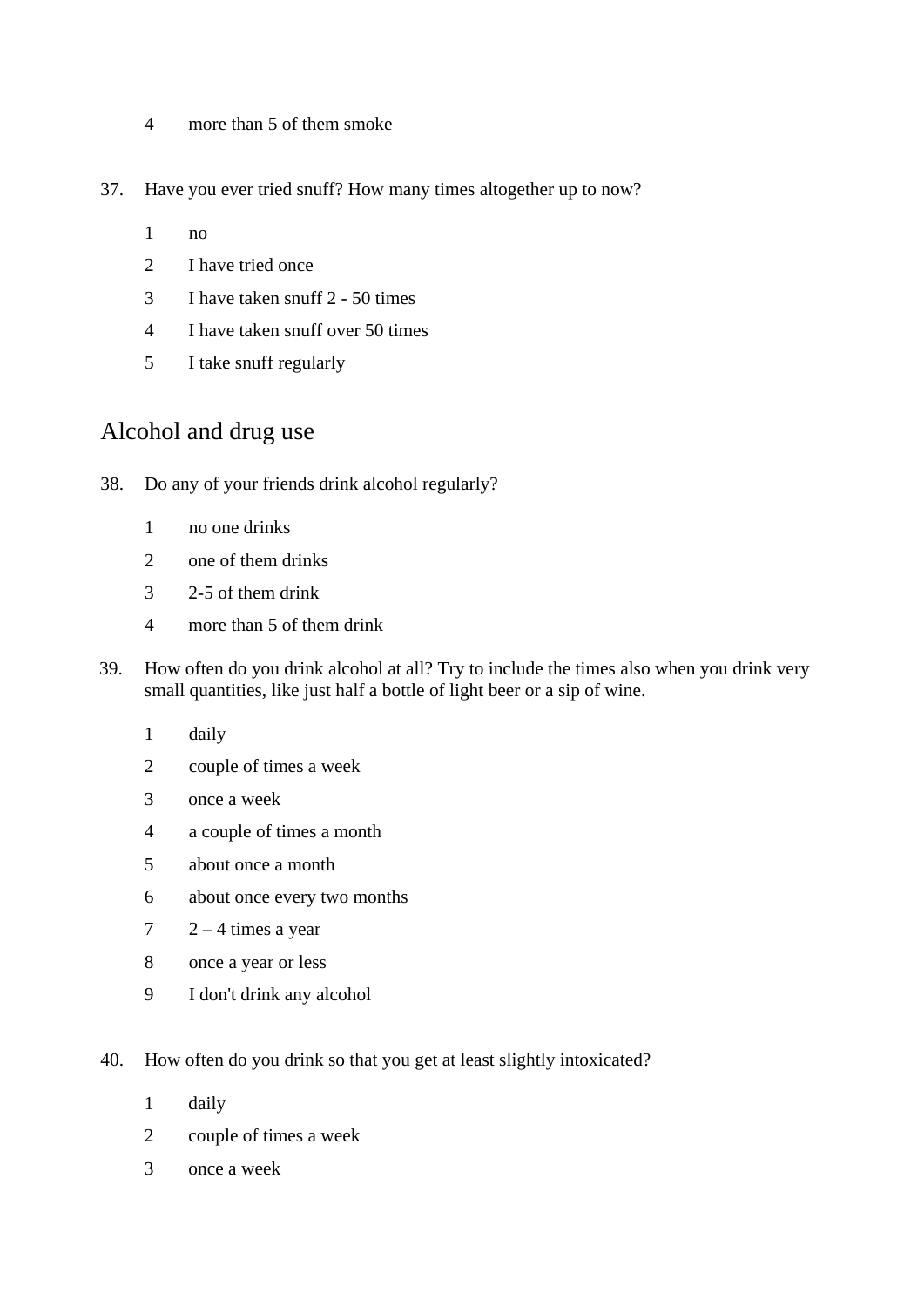4 more than 5 of them smoke

37. Have you ever tried snuff? How many times altogether up to now?

1 no

2 I have tried once

3 I have taken snuff 2 - 50 times

4 I have taken snuff over 50 times

5 I take snuff regularly

## Alcohol and drug use

38. Do any of your friends drink alcohol regularly?

1 no one drinks

2 one of them drinks

3 2-5 of them drink

4 more than 5 of them drink

39. How often do you drink alcohol at all? Try to include the times also when you drink very small quantities, like just half a bottle of light beer or a sip of wine.

1 daily

2 couple of times a week

3 once a week

4 a couple of times a month

5 about once a month

6 about once every two months

7 2 – 4 times a year

8 once a year or less

9 I don't drink any alcohol

40. How often do you drink so that you get at least slightly intoxicated?

1 daily

2 couple of times a week

3 once a week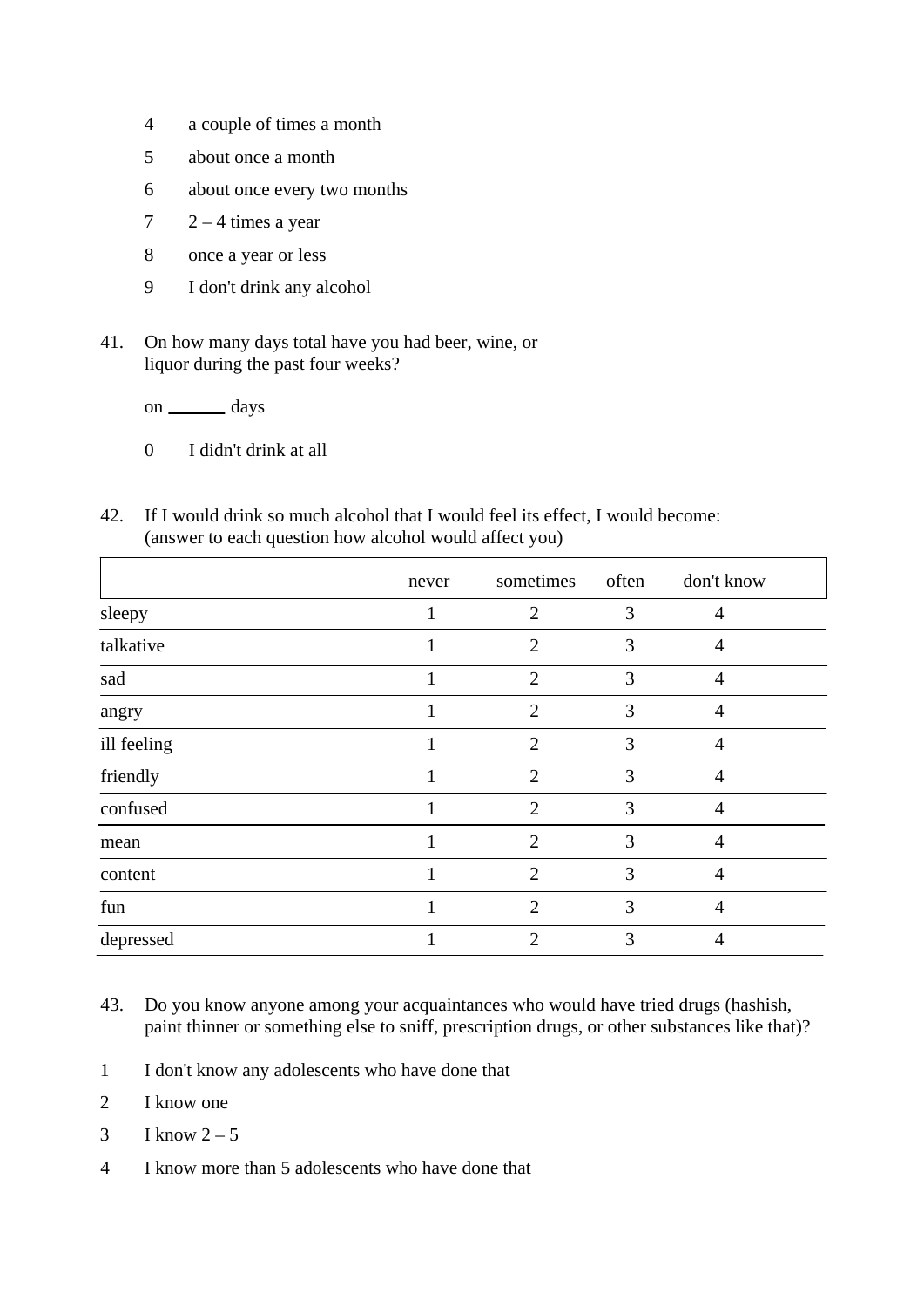4 a couple of times a month

5 about once a month

6 about once every two months

7 2 – 4 times a year

8 once a year or less

9 I don't drink any alcohol

41. On how many days total have you had beer, wine, or liquor during the past four weeks?

on ______ days

0 I didn't drink at all

42. If I would drink so much alcohol that I would feel its effect, I would become: (answer to each question how alcohol would affect you)

| | never | sometimes | often | don't know |
|---|---|---|---|---|
| sleepy | 1 | 2 | 3 | 4 |
| talkative | 1 | 2 | 3 | 4 |
| sad | 1 | 2 | 3 | 4 |
| angry | 1 | 2 | 3 | 4 |
| ill feeling | 1 | 2 | 3 | 4 |
| friendly | 1 | 2 | 3 | 4 |
| confused | 1 | 2 | 3 | 4 |
| mean | 1 | 2 | 3 | 4 |
| content | 1 | 2 | 3 | 4 |
| fun | 1 | 2 | 3 | 4 |
| depressed | 1 | 2 | 3 | 4 |

43. Do you know anyone among your acquaintances who would have tried drugs (hashish, paint thinner or something else to sniff, prescription drugs, or other substances like that)?

1 I don't know any adolescents who have done that

2 I know one

3 I know 2 – 5

4 I know more than 5 adolescents who have done that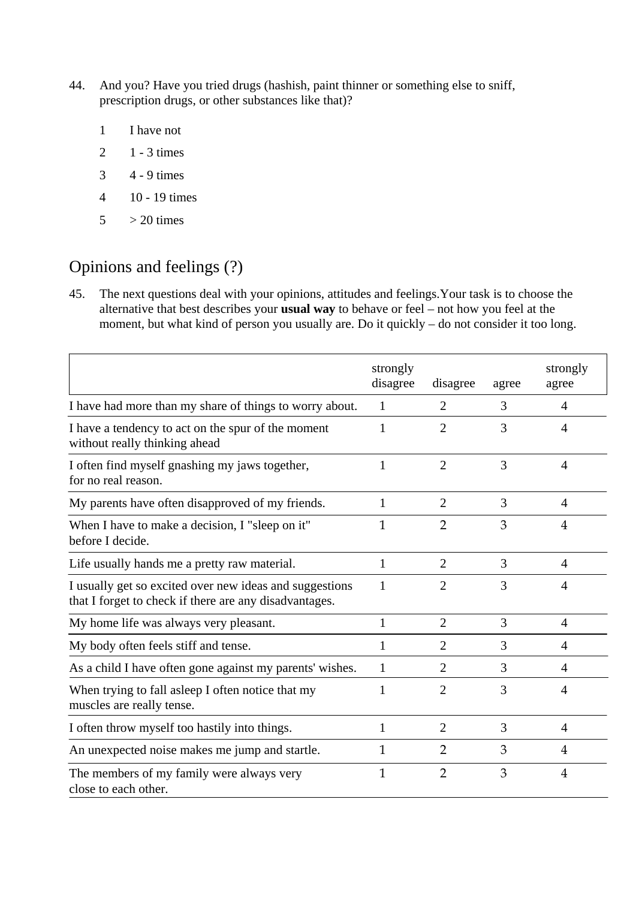44. And you? Have you tried drugs (hashish, paint thinner or something else to sniff, prescription drugs, or other substances like that)?

1 I have not

2 1 - 3 times

3 4 - 9 times

4 10 - 19 times

5 > 20 times

## Opinions and feelings (?)

45. The next questions deal with your opinions, attitudes and feelings.Your task is to choose the alternative that best describes your **usual way** to behave or feel – not how you feel at the moment, but what kind of person you usually are. Do it quickly – do not consider it too long.

| | strongly disagree | disagree | agree | strongly agree |
|---|---|---|---|---|
| I have had more than my share of things to worry about. | 1 | 2 | 3 | 4 |
| I have a tendency to act on the spur of the moment without really thinking ahead | 1 | 2 | 3 | 4 |
| I often find myself gnashing my jaws together, for no real reason. | 1 | 2 | 3 | 4 |
| My parents have often disapproved of my friends. | 1 | 2 | 3 | 4 |
| When I have to make a decision, I "sleep on it" before I decide. | 1 | 2 | 3 | 4 |
| Life usually hands me a pretty raw material. | 1 | 2 | 3 | 4 |
| I usually get so excited over new ideas and suggestions that I forget to check if there are any disadvantages. | 1 | 2 | 3 | 4 |
| My home life was always very pleasant. | 1 | 2 | 3 | 4 |
| My body often feels stiff and tense. | 1 | 2 | 3 | 4 |
| As a child I have often gone against my parents' wishes. | 1 | 2 | 3 | 4 |
| When trying to fall asleep I often notice that my muscles are really tense. | 1 | 2 | 3 | 4 |
| I often throw myself too hastily into things. | 1 | 2 | 3 | 4 |
| An unexpected noise makes me jump and startle. | 1 | 2 | 3 | 4 |
| The members of my family were always very close to each other. | 1 | 2 | 3 | 4 |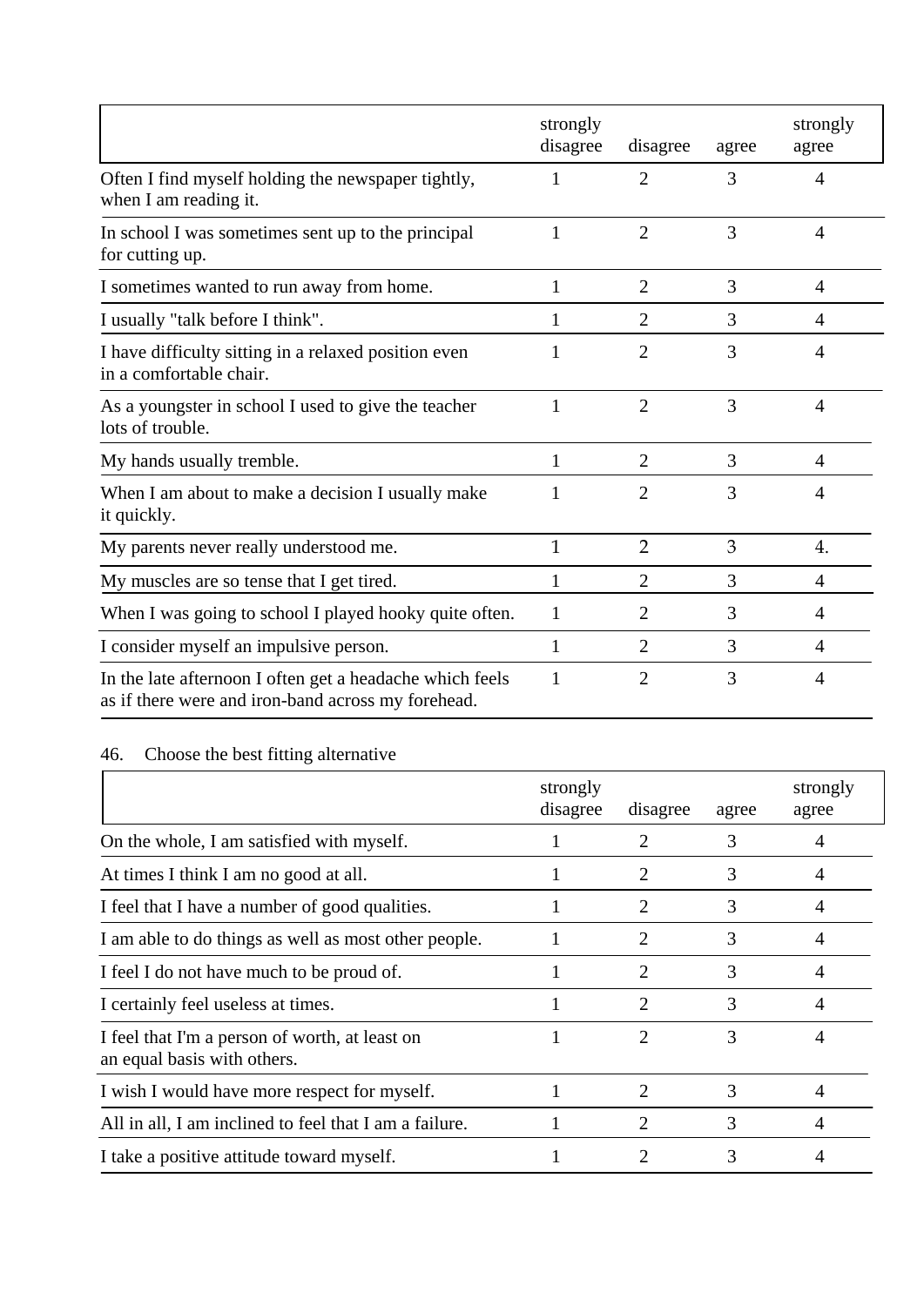| | strongly disagree | disagree | agree | strongly agree |
|---|---|---|---|---|
| Often I find myself holding the newspaper tightly, when I am reading it. | 1 | 2 | 3 | 4 |
| In school I was sometimes sent up to the principal for cutting up. | 1 | 2 | 3 | 4 |
| I sometimes wanted to run away from home. | 1 | 2 | 3 | 4 |
| I usually "talk before I think". | 1 | 2 | 3 | 4 |
| I have difficulty sitting in a relaxed position even in a comfortable chair. | 1 | 2 | 3 | 4 |
| As a youngster in school I used to give the teacher lots of trouble. | 1 | 2 | 3 | 4 |
| My hands usually tremble. | 1 | 2 | 3 | 4 |
| When I am about to make a decision I usually make it quickly. | 1 | 2 | 3 | 4 |
| My parents never really understood me. | 1 | 2 | 3 | 4. |
| My muscles are so tense that I get tired. | 1 | 2 | 3 | 4 |
| When I was going to school I played hooky quite often. | 1 | 2 | 3 | 4 |
| I consider myself an impulsive person. | 1 | 2 | 3 | 4 |
| In the late afternoon I often get a headache which feels as if there were and iron-band across my forehead. | 1 | 2 | 3 | 4 |

46. Choose the best fitting alternative

| | strongly disagree | disagree | agree | strongly agree |
|---|---|---|---|---|
| On the whole, I am satisfied with myself. | 1 | 2 | 3 | 4 |
| At times I think I am no good at all. | 1 | 2 | 3 | 4 |
| I feel that I have a number of good qualities. | 1 | 2 | 3 | 4 |
| I am able to do things as well as most other people. | 1 | 2 | 3 | 4 |
| I feel I do not have much to be proud of. | 1 | 2 | 3 | 4 |
| I certainly feel useless at times. | 1 | 2 | 3 | 4 |
| I feel that I'm a person of worth, at least on an equal basis with others. | 1 | 2 | 3 | 4 |
| I wish I would have more respect for myself. | 1 | 2 | 3 | 4 |
| All in all, I am inclined to feel that I am a failure. | 1 | 2 | 3 | 4 |
| I take a positive attitude toward myself. | 1 | 2 | 3 | 4 |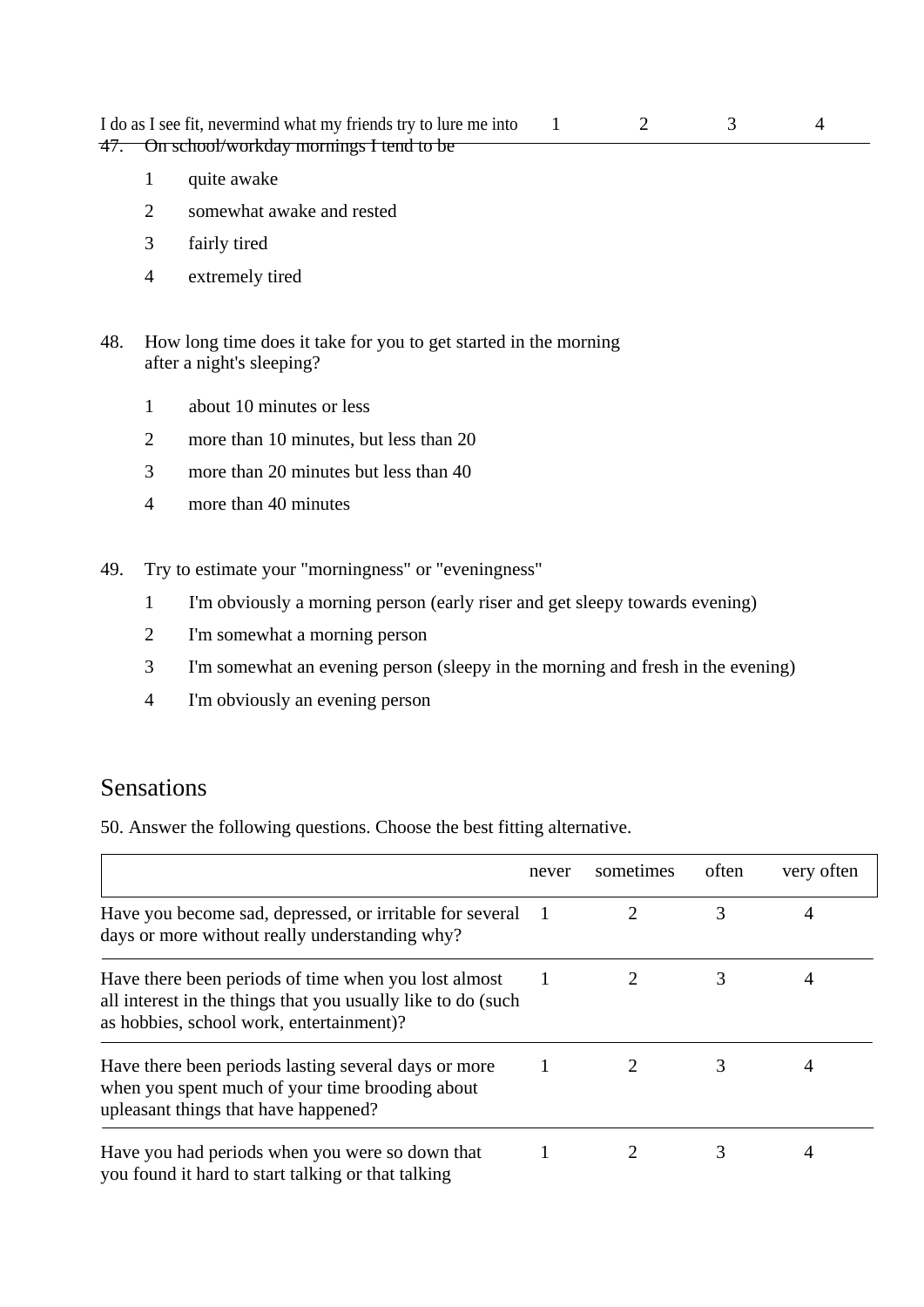| | | | | |
|---|---|---|---|---|
| I do as I see fit, nevermind what my friends try to lure me into | 1 | 2 | 3 | 4 |

47. On school/workday mornings I tend to be

    1 quite awake

    2 somewhat awake and rested

    3 fairly tired

    4 extremely tired

48. How long time does it take for you to get started in the morning after a night's sleeping?

    1 about 10 minutes or less

    2 more than 10 minutes, but less than 20

    3 more than 20 minutes but less than 40

    4 more than 40 minutes

49. Try to estimate your "morningness" or "eveningness"

    1 I'm obviously a morning person (early riser and get sleepy towards evening)

    2 I'm somewhat a morning person

    3 I'm somewhat an evening person (sleepy in the morning and fresh in the evening)

    4 I'm obviously an evening person

## Sensations

50. Answer the following questions. Choose the best fitting alternative.

| | never | sometimes | often | very often |
|---|---|---|---|---|
| Have you become sad, depressed, or irritable for several days or more without really understanding why? | 1 | 2 | 3 | 4 |
| Have there been periods of time when you lost almost all interest in the things that you usually like to do (such as hobbies, school work, entertainment)? | 1 | 2 | 3 | 4 |
| Have there been periods lasting several days or more when you spent much of your time brooding about upleasant things that have happened? | 1 | 2 | 3 | 4 |
| Have you had periods when you were so down that you found it hard to start talking or that talking | 1 | 2 | 3 | 4 |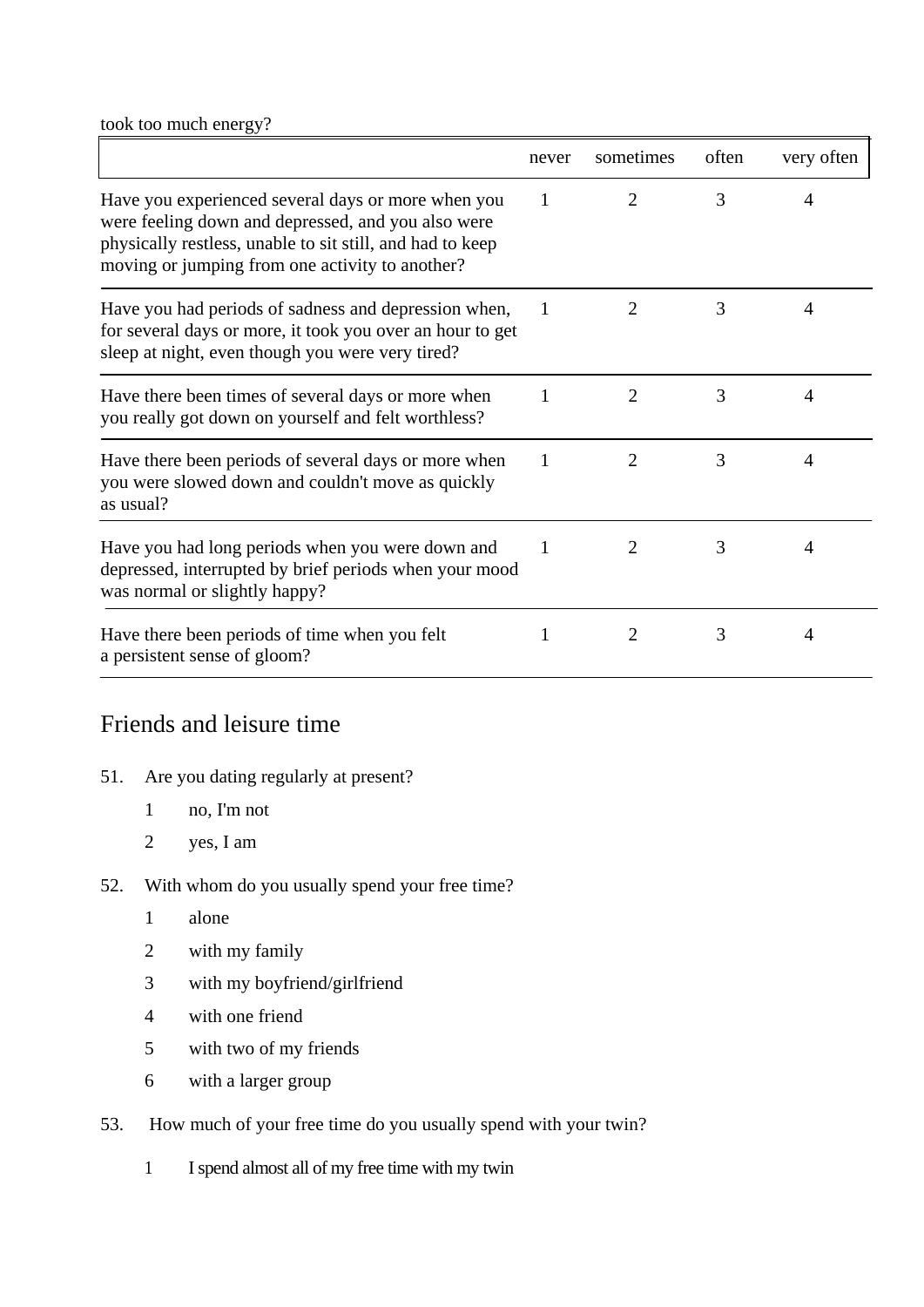took too much energy?

| | never | sometimes | often | very often |
|---|---|---|---|---|
| Have you experienced several days or more when you were feeling down and depressed, and you also were physically restless, unable to sit still, and had to keep moving or jumping from one activity to another? | 1 | 2 | 3 | 4 |
| Have you had periods of sadness and depression when, for several days or more, it took you over an hour to get sleep at night, even though you were very tired? | 1 | 2 | 3 | 4 |
| Have there been times of several days or more when you really got down on yourself and felt worthless? | 1 | 2 | 3 | 4 |
| Have there been periods of several days or more when you were slowed down and couldn't move as quickly as usual? | 1 | 2 | 3 | 4 |
| Have you had long periods when you were down and depressed, interrupted by brief periods when your mood was normal or slightly happy? | 1 | 2 | 3 | 4 |
| Have there been periods of time when you felt a persistent sense of gloom? | 1 | 2 | 3 | 4 |

## Friends and leisure time

51. Are you dating regularly at present?
    1 no, I'm not
    2 yes, I am

52. With whom do you usually spend your free time?
    1 alone
    2 with my family
    3 with my boyfriend/girlfriend
    4 with one friend
    5 with two of my friends
    6 with a larger group

53. How much of your free time do you usually spend with your twin?
    1 I spend almost all of my free time with my twin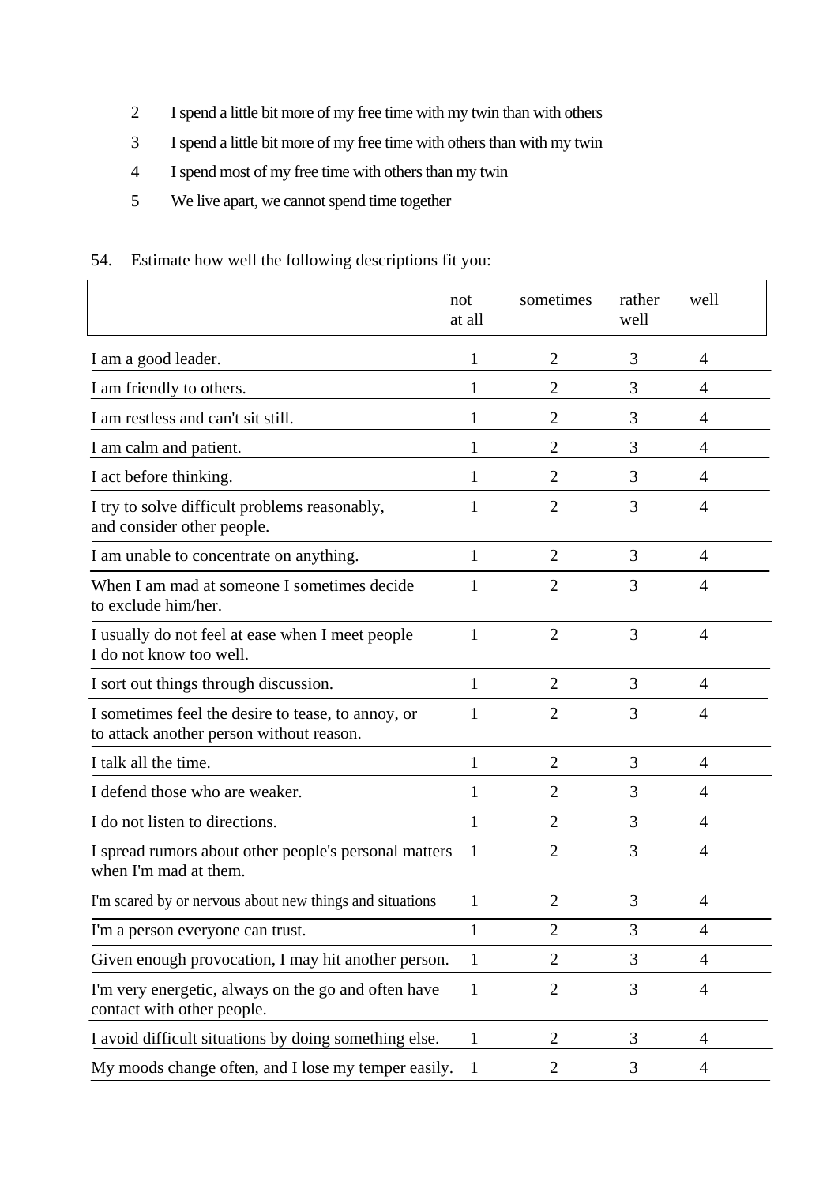2 I spend a little bit more of my free time with my twin than with others

3 I spend a little bit more of my free time with others than with my twin

4 I spend most of my free time with others than my twin

5 We live apart, we cannot spend time together

54. Estimate how well the following descriptions fit you:

| | not at all | sometimes | rather well | well |
|---|---|---|---|---|
| I am a good leader. | 1 | 2 | 3 | 4 |
| I am friendly to others. | 1 | 2 | 3 | 4 |
| I am restless and can't sit still. | 1 | 2 | 3 | 4 |
| I am calm and patient. | 1 | 2 | 3 | 4 |
| I act before thinking. | 1 | 2 | 3 | 4 |
| I try to solve difficult problems reasonably, and consider other people. | 1 | 2 | 3 | 4 |
| I am unable to concentrate on anything. | 1 | 2 | 3 | 4 |
| When I am mad at someone I sometimes decide to exclude him/her. | 1 | 2 | 3 | 4 |
| I usually do not feel at ease when I meet people I do not know too well. | 1 | 2 | 3 | 4 |
| I sort out things through discussion. | 1 | 2 | 3 | 4 |
| I sometimes feel the desire to tease, to annoy, or to attack another person without reason. | 1 | 2 | 3 | 4 |
| I talk all the time. | 1 | 2 | 3 | 4 |
| I defend those who are weaker. | 1 | 2 | 3 | 4 |
| I do not listen to directions. | 1 | 2 | 3 | 4 |
| I spread rumors about other people's personal matters when I'm mad at them. | 1 | 2 | 3 | 4 |
| I'm scared by or nervous about new things and situations | 1 | 2 | 3 | 4 |
| I'm a person everyone can trust. | 1 | 2 | 3 | 4 |
| Given enough provocation, I may hit another person. | 1 | 2 | 3 | 4 |
| I'm very energetic, always on the go and often have contact with other people. | 1 | 2 | 3 | 4 |
| I avoid difficult situations by doing something else. | 1 | 2 | 3 | 4 |
| My moods change often, and I lose my temper easily. | 1 | 2 | 3 | 4 |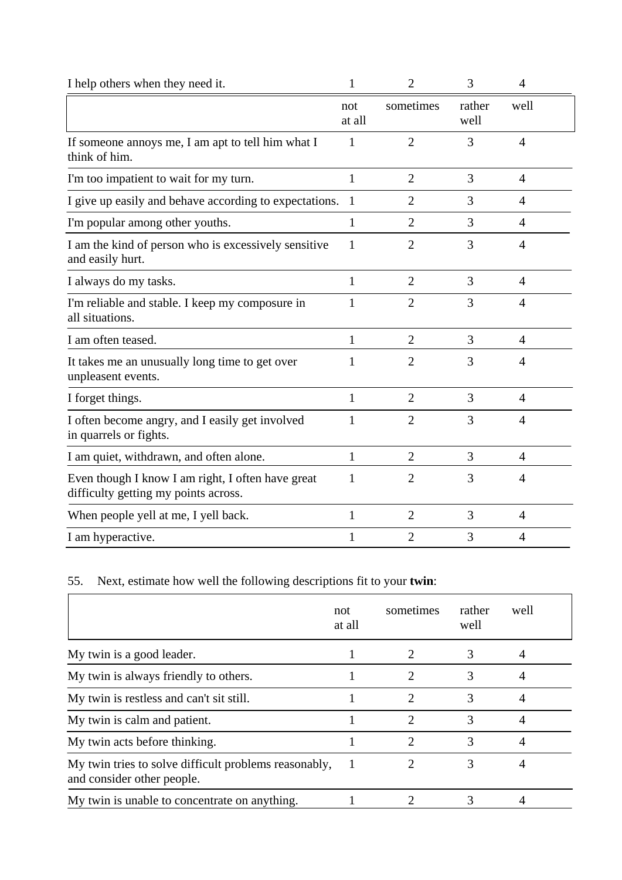| I help others when they need it. | 1 | 2 | 3 | 4 |
|---|---|---|---|---|
| | not at all | sometimes | rather well | well |
| If someone annoys me, I am apt to tell him what I think of him. | 1 | 2 | 3 | 4 |
| I'm too impatient to wait for my turn. | 1 | 2 | 3 | 4 |
| I give up easily and behave according to expectations. | 1 | 2 | 3 | 4 |
| I'm popular among other youths. | 1 | 2 | 3 | 4 |
| I am the kind of person who is excessively sensitive and easily hurt. | 1 | 2 | 3 | 4 |
| I always do my tasks. | 1 | 2 | 3 | 4 |
| I'm reliable and stable. I keep my composure in all situations. | 1 | 2 | 3 | 4 |
| I am often teased. | 1 | 2 | 3 | 4 |
| It takes me an unusually long time to get over unpleasent events. | 1 | 2 | 3 | 4 |
| I forget things. | 1 | 2 | 3 | 4 |
| I often become angry, and I easily get involved in quarrels or fights. | 1 | 2 | 3 | 4 |
| I am quiet, withdrawn, and often alone. | 1 | 2 | 3 | 4 |
| Even though I know I am right, I often have great difficulty getting my points across. | 1 | 2 | 3 | 4 |
| When people yell at me, I yell back. | 1 | 2 | 3 | 4 |
| I am hyperactive. | 1 | 2 | 3 | 4 |

55. Next, estimate how well the following descriptions fit to your **twin**:

| | not at all | sometimes | rather well | well |
|---|---|---|---|---|
| My twin is a good leader. | 1 | 2 | 3 | 4 |
| My twin is always friendly to others. | 1 | 2 | 3 | 4 |
| My twin is restless and can't sit still. | 1 | 2 | 3 | 4 |
| My twin is calm and patient. | 1 | 2 | 3 | 4 |
| My twin acts before thinking. | 1 | 2 | 3 | 4 |
| My twin tries to solve difficult problems reasonably, and consider other people. | 1 | 2 | 3 | 4 |
| My twin is unable to concentrate on anything. | 1 | 2 | 3 | 4 |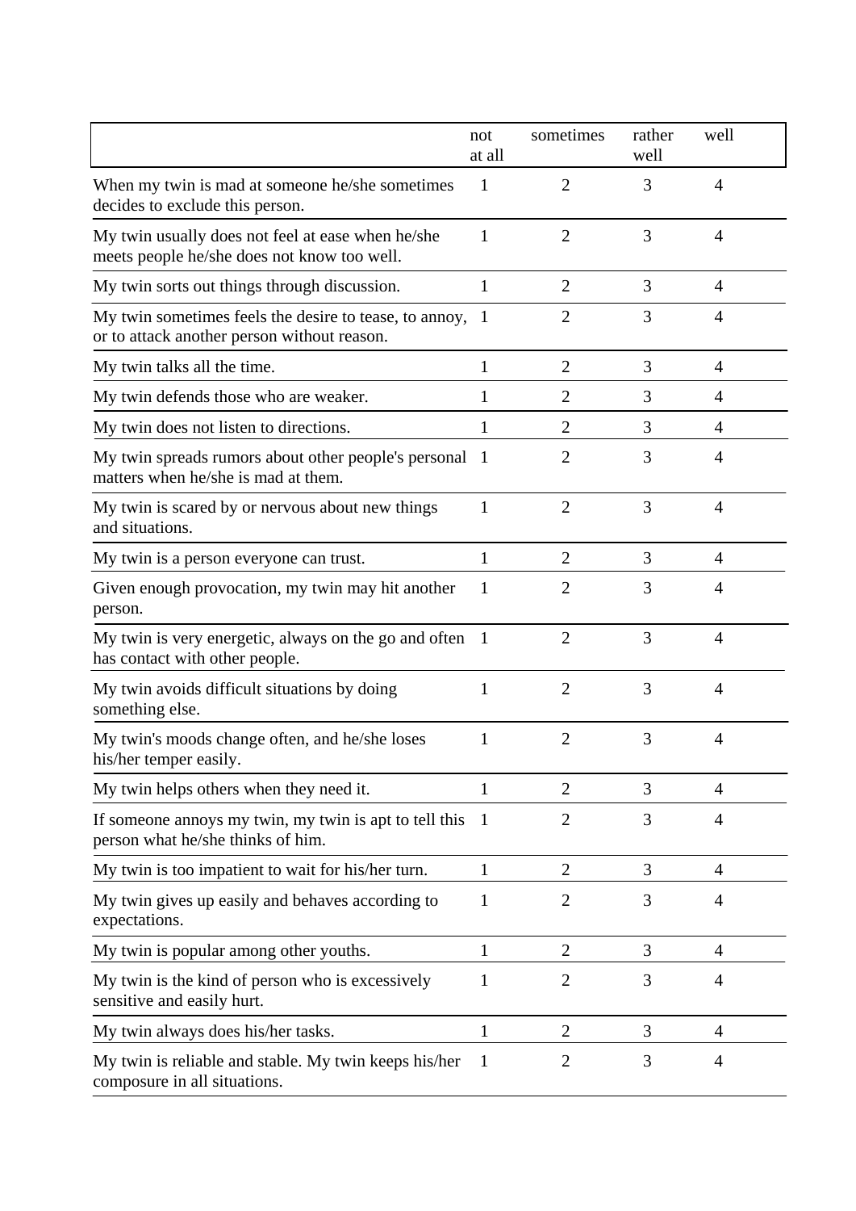| | not at all | sometimes | rather well | well |
|---|---|---|---|---|
| When my twin is mad at someone he/she sometimes decides to exclude this person. | 1 | 2 | 3 | 4 |
| My twin usually does not feel at ease when he/she meets people he/she does not know too well. | 1 | 2 | 3 | 4 |
| My twin sorts out things through discussion. | 1 | 2 | 3 | 4 |
| My twin sometimes feels the desire to tease, to annoy, or to attack another person without reason. | 1 | 2 | 3 | 4 |
| My twin talks all the time. | 1 | 2 | 3 | 4 |
| My twin defends those who are weaker. | 1 | 2 | 3 | 4 |
| My twin does not listen to directions. | 1 | 2 | 3 | 4 |
| My twin spreads rumors about other people's personal matters when he/she is mad at them. | 1 | 2 | 3 | 4 |
| My twin is scared by or nervous about new things and situations. | 1 | 2 | 3 | 4 |
| My twin is a person everyone can trust. | 1 | 2 | 3 | 4 |
| Given enough provocation, my twin may hit another person. | 1 | 2 | 3 | 4 |
| My twin is very energetic, always on the go and often has contact with other people. | 1 | 2 | 3 | 4 |
| My twin avoids difficult situations by doing something else. | 1 | 2 | 3 | 4 |
| My twin's moods change often, and he/she loses his/her temper easily. | 1 | 2 | 3 | 4 |
| My twin helps others when they need it. | 1 | 2 | 3 | 4 |
| If someone annoys my twin, my twin is apt to tell this person what he/she thinks of him. | 1 | 2 | 3 | 4 |
| My twin is too impatient to wait for his/her turn. | 1 | 2 | 3 | 4 |
| My twin gives up easily and behaves according to expectations. | 1 | 2 | 3 | 4 |
| My twin is popular among other youths. | 1 | 2 | 3 | 4 |
| My twin is the kind of person who is excessively sensitive and easily hurt. | 1 | 2 | 3 | 4 |
| My twin always does his/her tasks. | 1 | 2 | 3 | 4 |
| My twin is reliable and stable. My twin keeps his/her composure in all situations. | 1 | 2 | 3 | 4 |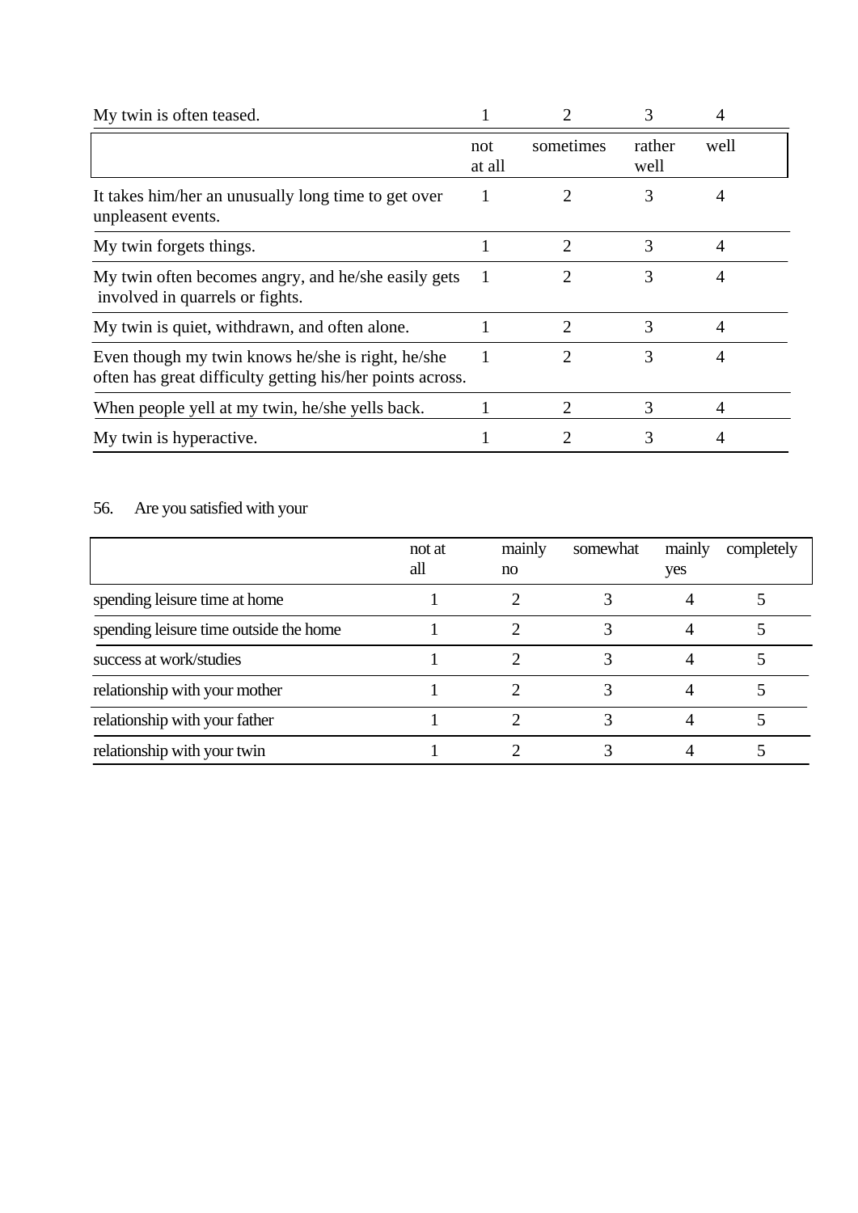| My twin is often teased. | 1 | 2 | 3 | 4 |
|---|---|---|---|---|
| | not at all | sometimes | rather well | well |
| It takes him/her an unusually long time to get over unpleasant events. | 1 | 2 | 3 | 4 |
| My twin forgets things. | 1 | 2 | 3 | 4 |
| My twin often becomes angry, and he/she easily gets involved in quarrels or fights. | 1 | 2 | 3 | 4 |
| My twin is quiet, withdrawn, and often alone. | 1 | 2 | 3 | 4 |
| Even though my twin knows he/she is right, he/she often has great difficulty getting his/her points across. | 1 | 2 | 3 | 4 |
| When people yell at my twin, he/she yells back. | 1 | 2 | 3 | 4 |
| My twin is hyperactive. | 1 | 2 | 3 | 4 |

56. Are you satisfied with your

| | not at all | mainly no | somewhat | mainly yes | completely |
|---|---|---|---|---|---|
| spending leisure time at home | 1 | 2 | 3 | 4 | 5 |
| spending leisure time outside the home | 1 | 2 | 3 | 4 | 5 |
| success at work/studies | 1 | 2 | 3 | 4 | 5 |
| relationship with your mother | 1 | 2 | 3 | 4 | 5 |
| relationship with your father | 1 | 2 | 3 | 4 | 5 |
| relationship with your twin | 1 | 2 | 3 | 4 | 5 |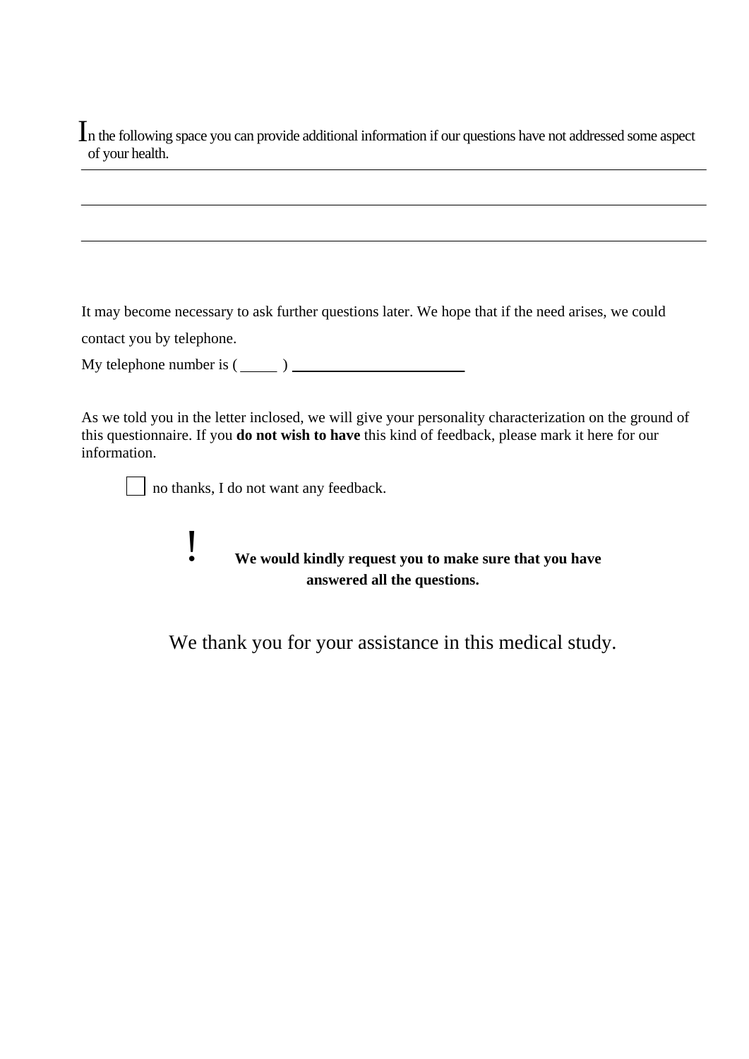In the following space you can provide additional information if our questions have not addressed some aspect of your health.

______________________________________________________________________________

______________________________________________________________________________

______________________________________________________________________________

It may become necessary to ask further questions later. We hope that if the need arises, we could contact you by telephone.

My telephone number is ( _____ ) ________________________

As we told you in the letter inclosed, we will give your personality characterization on the ground of this questionnaire. If you **do not wish to have** this kind of feedback, please mark it here for our information.

☐ no thanks, I do not want any feedback.

! **We would kindly request you to make sure that you have answered all the questions.**

We thank you for your assistance in this medical study.